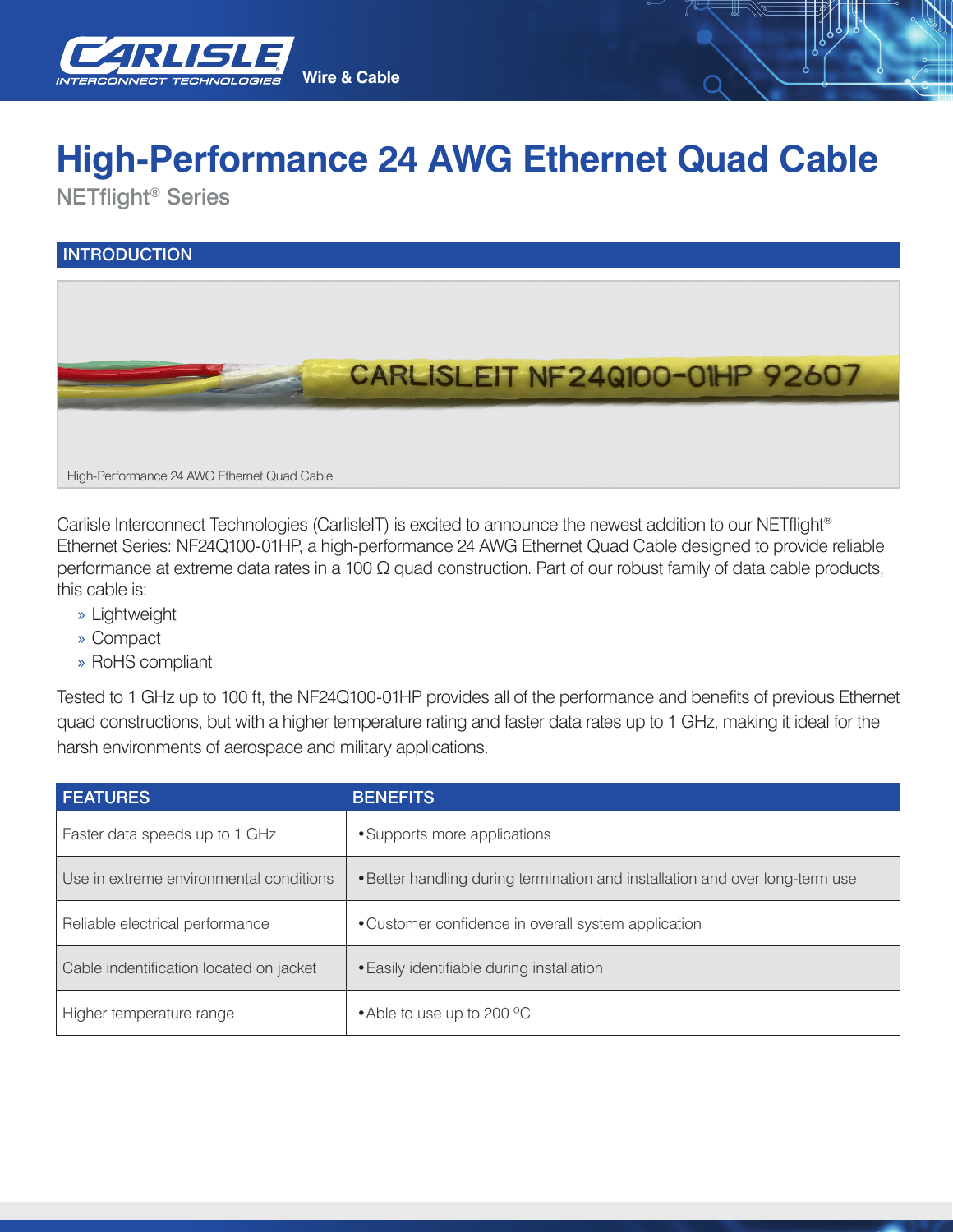# High-Performance 24 AWG Ethernet Quad Cable

NETflight® Series

## INTRODUCTION

High-Performance 24 AWG Ethernet Quad Cable

Carlisle Interconnect Technologies (CarlisleIT) is excited to announce the newest addition to our NETflight® Ethernet Series: NF24Q100-01HP, a high-performance 24 AWG Ethernet Quad Cable designed to provide reliable performance at extreme data rates in a 100 Ω quad construction. Part of our robust family of data cable products, this cable is:

- » Lightweight
- » Compact
- » RoHS compliant

Tested to 1 GHz up to 100 ft, the NF24Q100-01HP provides all of the performance and benefits of previous Ethernet quad constructions, but with a higher temperature rating and faster data rates up to 1 GHz, making it ideal for the harsh environments of aerospace and military applications.

| FEATURES | BENEFITS |
|---|---|
| Faster data speeds up to 1 GHz | • Supports more applications |
| Use in extreme environmental conditions | • Better handling during termination and installation and over long-term use |
| Reliable electrical performance | • Customer confidence in overall system application |
| Cable indentification located on jacket | • Easily identifiable during installation |
| Higher temperature range | • Able to use up to 200 °C |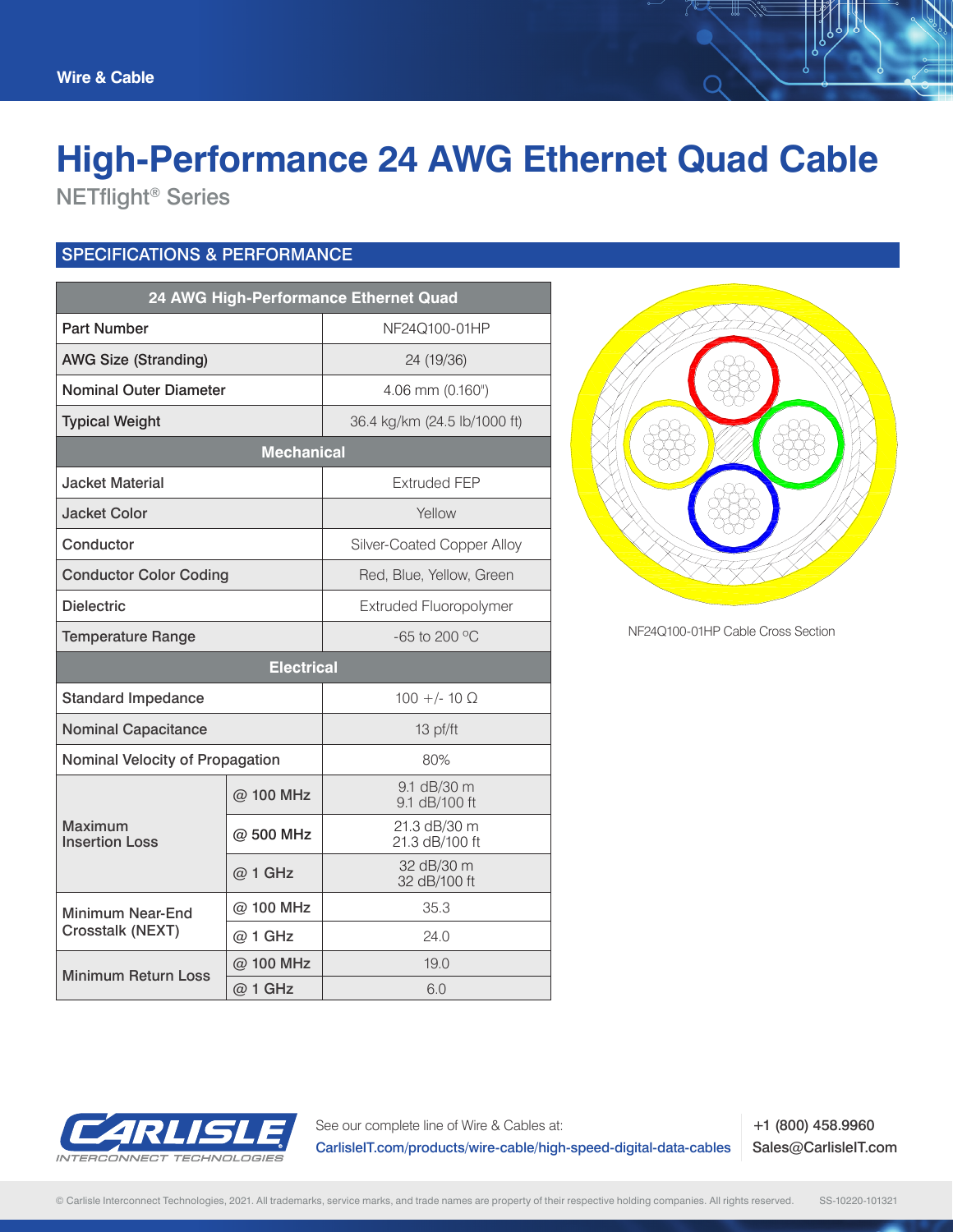Wire & Cable

# High-Performance 24 AWG Ethernet Quad Cable

NETflight® Series

## SPECIFICATIONS & PERFORMANCE

| 24 AWG High-Performance Ethernet Quad | | |
|---|---|---|
| Part Number | | NF24Q100-01HP |
| AWG Size (Stranding) | | 24 (19/36) |
| Nominal Outer Diameter | | 4.06 mm (0.160") |
| Typical Weight | | 36.4 kg/km (24.5 lb/1000 ft) |
| **Mechanical** | | |
| Jacket Material | | Extruded FEP |
| Jacket Color | | Yellow |
| Conductor | | Silver-Coated Copper Alloy |
| Conductor Color Coding | | Red, Blue, Yellow, Green |
| Dielectric | | Extruded Fluoropolymer |
| Temperature Range | | -65 to 200 °C |
| **Electrical** | | |
| Standard Impedance | | 100 +/- 10 Ω |
| Nominal Capacitance | | 13 pf/ft |
| Nominal Velocity of Propagation | | 80% |
| Maximum Insertion Loss | @ 100 MHz | 9.1 dB/30 m<br>9.1 dB/100 ft |
| | @ 500 MHz | 21.3 dB/30 m<br>21.3 dB/100 ft |
| | @ 1 GHz | 32 dB/30 m<br>32 dB/100 ft |
| Minimum Near-End Crosstalk (NEXT) | @ 100 MHz | 35.3 |
| | @ 1 GHz | 24.0 |
| Minimum Return Loss | @ 100 MHz | 19.0 |
| | @ 1 GHz | 6.0 |

NF24Q100-01HP Cable Cross Section

CARLISLE INTERCONNECT TECHNOLOGIES

See our complete line of Wire & Cables at:
CarlisleIT.com/products/wire-cable/high-speed-digital-data-cables

+1 (800) 458.9960
Sales@CarlisleIT.com

© Carlisle Interconnect Technologies, 2021. All trademarks, service marks, and trade names are property of their respective holding companies. All rights reserved. SS-10220-101321